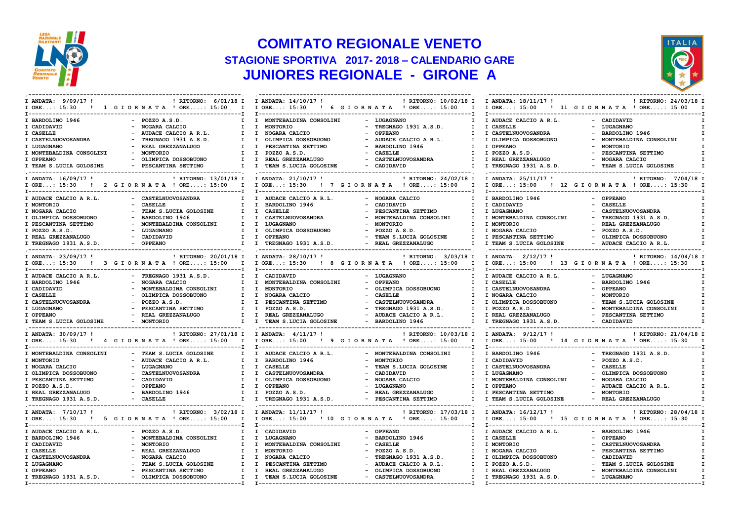# COMITATO REGIONALE VENETO

## STAGIONE SPORTIVA 2017- 2018 – CALENDARIO GARE

## JUNIORES REGIONALE - GIRONE A

### 1 GIORNATA — ANDATA: 9/09/17 (ORE: 15:30) — RITORNO: 6/01/18 (ORE: 15:00)

| Casa | | Ospite |
|---|---|---|
| BARDOLINO 1946 | - | POZZO A.S.D. |
| CADIDAVID | - | NOGARA CALCIO |
| CASELLE | - | AUDACE CALCIO A R.L. |
| CASTELNUOVOSANDRA | - | TREGNAGO 1931 A.S.D. |
| LUGAGNANO | - | REAL GREZZANALUGO |
| MONTEBALDINA CONSOLINI | - | MONTORIO |
| OPPEANO | - | OLIMPICA DOSSOBUONO |
| TEAM S.LUCIA GOLOSINE | - | PESCANTINA SETTIMO |

### 2 GIORNATA — ANDATA: 16/09/17 (ORE: 15:30) — RITORNO: 13/01/18 (ORE: 15:00)

| Casa | | Ospite |
|---|---|---|
| AUDACE CALCIO A R.L. | - | CASTELNUOVOSANDRA |
| MONTORIO | - | CASELLE |
| NOGARA CALCIO | - | TEAM S.LUCIA GOLOSINE |
| OLIMPICA DOSSOBUONO | - | BARDOLINO 1946 |
| PESCANTINA SETTIMO | - | MONTEBALDINA CONSOLINI |
| POZZO A.S.D. | - | LUGAGNANO |
| REAL GREZZANALUGO | - | CADIDAVID |
| TREGNAGO 1931 A.S.D. | - | OPPEANO |

### 3 GIORNATA — ANDATA: 23/09/17 (ORE: 15:30) — RITORNO: 20/01/18 (ORE: 15:00)

| Casa | | Ospite |
|---|---|---|
| AUDACE CALCIO A R.L. | - | TREGNAGO 1931 A.S.D. |
| BARDOLINO 1946 | - | NOGARA CALCIO |
| CADIDAVID | - | MONTEBALDINA CONSOLINI |
| CASELLE | - | OLIMPICA DOSSOBUONO |
| CASTELNUOVOSANDRA | - | POZZO A.S.D. |
| LUGAGNANO | - | PESCANTINA SETTIMO |
| OPPEANO | - | REAL GREZZANALUGO |
| TEAM S.LUCIA GOLOSINE | - | MONTORIO |

### 4 GIORNATA — ANDATA: 30/09/17 (ORE: 15:30) — RITORNO: 27/01/18 (ORE: 15:00)

| Casa | | Ospite |
|---|---|---|
| MONTEBALDINA CONSOLINI | - | TEAM S.LUCIA GOLOSINE |
| MONTORIO | - | AUDACE CALCIO A R.L. |
| NOGARA CALCIO | - | LUGAGNANO |
| OLIMPICA DOSSOBUONO | - | CASTELNUOVOSANDRA |
| PESCANTINA SETTIMO | - | CADIDAVID |
| POZZO A.S.D. | - | OPPEANO |
| REAL GREZZANALUGO | - | BARDOLINO 1946 |
| TREGNAGO 1931 A.S.D. | - | CASELLE |

### 5 GIORNATA — ANDATA: 7/10/17 (ORE: 15:30) — RITORNO: 3/02/18 (ORE: 15:00)

| Casa | | Ospite |
|---|---|---|
| AUDACE CALCIO A R.L. | - | POZZO A.S.D. |
| BARDOLINO 1946 | - | MONTEBALDINA CONSOLINI |
| CADIDAVID | - | MONTORIO |
| CASELLE | - | REAL GREZZANALUGO |
| CASTELNUOVOSANDRA | - | NOGARA CALCIO |
| LUGAGNANO | - | TEAM S.LUCIA GOLOSINE |
| OPPEANO | - | PESCANTINA SETTIMO |
| TREGNAGO 1931 A.S.D. | - | OLIMPICA DOSSOBUONO |

### 6 GIORNATA — ANDATA: 14/10/17 (ORE: 15:30) — RITORNO: 10/02/18 (ORE: 15:00)

| Casa | | Ospite |
|---|---|---|
| MONTEBALDINA CONSOLINI | - | LUGAGNANO |
| MONTORIO | - | TREGNAGO 1931 A.S.D. |
| NOGARA CALCIO | - | OPPEANO |
| OLIMPICA DOSSOBUONO | - | AUDACE CALCIO A R.L. |
| PESCANTINA SETTIMO | - | BARDOLINO 1946 |
| POZZO A.S.D. | - | CASELLE |
| REAL GREZZANALUGO | - | CASTELNUOVOSANDRA |
| TEAM S.LUCIA GOLOSINE | - | CADIDAVID |

### 7 GIORNATA — ANDATA: 21/10/17 (ORE: 15:30) — RITORNO: 24/02/18 (ORE: 15:00)

| Casa | | Ospite |
|---|---|---|
| AUDACE CALCIO A R.L. | - | NOGARA CALCIO |
| BARDOLINO 1946 | - | CADIDAVID |
| CASELLE | - | PESCANTINA SETTIMO |
| CASTELNUOVOSANDRA | - | MONTEBALDINA CONSOLINI |
| LUGAGNANO | - | MONTORIO |
| OLIMPICA DOSSOBUONO | - | POZZO A.S.D. |
| OPPEANO | - | TEAM S.LUCIA GOLOSINE |
| TREGNAGO 1931 A.S.D. | - | REAL GREZZANALUGO |

### 8 GIORNATA — ANDATA: 28/10/17 (ORE: 15:30) — RITORNO: 3/03/18 (ORE: 15:00)

| Casa | | Ospite |
|---|---|---|
| CADIDAVID | - | LUGAGNANO |
| MONTEBALDINA CONSOLINI | - | OPPEANO |
| MONTORIO | - | OLIMPICA DOSSOBUONO |
| NOGARA CALCIO | - | CASELLE |
| PESCANTINA SETTIMO | - | CASTELNUOVOSANDRA |
| POZZO A.S.D. | - | TREGNAGO 1931 A.S.D. |
| REAL GREZZANALUGO | - | AUDACE CALCIO A R.L. |
| TEAM S.LUCIA GOLOSINE | - | BARDOLINO 1946 |

### 9 GIORNATA — ANDATA: 4/11/17 (ORE: 15:00) — RITORNO: 10/03/18 (ORE: 15:00)

| Casa | | Ospite |
|---|---|---|
| AUDACE CALCIO A R.L. | - | MONTEBALDINA CONSOLINI |
| BARDOLINO 1946 | - | MONTORIO |
| CASELLE | - | TEAM S.LUCIA GOLOSINE |
| CASTELNUOVOSANDRA | - | CADIDAVID |
| OLIMPICA DOSSOBUONO | - | NOGARA CALCIO |
| OPPEANO | - | LUGAGNANO |
| POZZO A.S.D. | - | REAL GREZZANALUGO |
| TREGNAGO 1931 A.S.D. | - | PESCANTINA SETTIMO |

### 10 GIORNATA — ANDATA: 11/11/17 (ORE: 15:00) — RITORNO: 17/03/18 (ORE: 15:00)

| Casa | | Ospite |
|---|---|---|
| CADIDAVID | - | OPPEANO |
| LUGAGNANO | - | BARDOLINO 1946 |
| MONTEBALDINA CONSOLINI | - | CASELLE |
| MONTORIO | - | POZZO A.S.D. |
| NOGARA CALCIO | - | TREGNAGO 1931 A.S.D. |
| PESCANTINA SETTIMO | - | AUDACE CALCIO A R.L. |
| REAL GREZZANALUGO | - | OLIMPICA DOSSOBUONO |
| TEAM S.LUCIA GOLOSINE | - | CASTELNUOVOSANDRA |

### 11 GIORNATA — ANDATA: 18/11/17 (ORE: 15:00) — RITORNO: 24/03/18 (ORE: 15:00)

| Casa | | Ospite |
|---|---|---|
| AUDACE CALCIO A R.L. | - | CADIDAVID |
| CASELLE | - | LUGAGNANO |
| CASTELNUOVOSANDRA | - | BARDOLINO 1946 |
| OLIMPICA DOSSOBUONO | - | MONTEBALDINA CONSOLINI |
| OPPEANO | - | MONTORIO |
| POZZO A.S.D. | - | PESCANTINA SETTIMO |
| REAL GREZZANALUGO | - | NOGARA CALCIO |
| TREGNAGO 1931 A.S.D. | - | TEAM S.LUCIA GOLOSINE |

### 12 GIORNATA — ANDATA: 25/11/17 (ORE: 15:00) — RITORNO: 7/04/18 (ORE: 15:30)

| Casa | | Ospite |
|---|---|---|
| BARDOLINO 1946 | - | OPPEANO |
| CADIDAVID | - | CASELLE |
| LUGAGNANO | - | CASTELNUOVOSANDRA |
| MONTEBALDINA CONSOLINI | - | TREGNAGO 1931 A.S.D. |
| MONTORIO | - | REAL GREZZANALUGO |
| NOGARA CALCIO | - | POZZO A.S.D. |
| PESCANTINA SETTIMO | - | OLIMPICA DOSSOBUONO |
| TEAM S.LUCIA GOLOSINE | - | AUDACE CALCIO A R.L. |

### 13 GIORNATA — ANDATA: 2/12/17 (ORE: 15:00) — RITORNO: 14/04/18 (ORE: 15:30)

| Casa | | Ospite |
|---|---|---|
| AUDACE CALCIO A R.L. | - | LUGAGNANO |
| CASELLE | - | BARDOLINO 1946 |
| CASTELNUOVOSANDRA | - | OPPEANO |
| NOGARA CALCIO | - | MONTORIO |
| OLIMPICA DOSSOBUONO | - | TEAM S.LUCIA GOLOSINE |
| POZZO A.S.D. | - | MONTEBALDINA CONSOLINI |
| REAL GREZZANALUGO | - | PESCANTINA SETTIMO |
| TREGNAGO 1931 A.S.D. | - | CADIDAVID |

### 14 GIORNATA — ANDATA: 9/12/17 (ORE: 15:00) — RITORNO: 21/04/18 (ORE: 15:30)

| Casa | | Ospite |
|---|---|---|
| BARDOLINO 1946 | - | TREGNAGO 1931 A.S.D. |
| CADIDAVID | - | POZZO A.S.D. |
| CASTELNUOVOSANDRA | - | CASELLE |
| LUGAGNANO | - | OLIMPICA DOSSOBUONO |
| MONTEBALDINA CONSOLINI | - | NOGARA CALCIO |
| OPPEANO | - | AUDACE CALCIO A R.L. |
| PESCANTINA SETTIMO | - | MONTORIO |
| TEAM S.LUCIA GOLOSINE | - | REAL GREZZANALUGO |

### 15 GIORNATA — ANDATA: 16/12/17 (ORE: 15:00) — RITORNO: 28/04/18 (ORE: 15:30)

| Casa | | Ospite |
|---|---|---|
| AUDACE CALCIO A R.L. | - | BARDOLINO 1946 |
| CASELLE | - | OPPEANO |
| MONTORIO | - | CASTELNUOVOSANDRA |
| NOGARA CALCIO | - | PESCANTINA SETTIMO |
| OLIMPICA DOSSOBUONO | - | CADIDAVID |
| POZZO A.S.D. | - | TEAM S.LUCIA GOLOSINE |
| REAL GREZZANALUGO | - | MONTEBALDINA CONSOLINI |
| TREGNAGO 1931 A.S.D. | - | LUGAGNANO |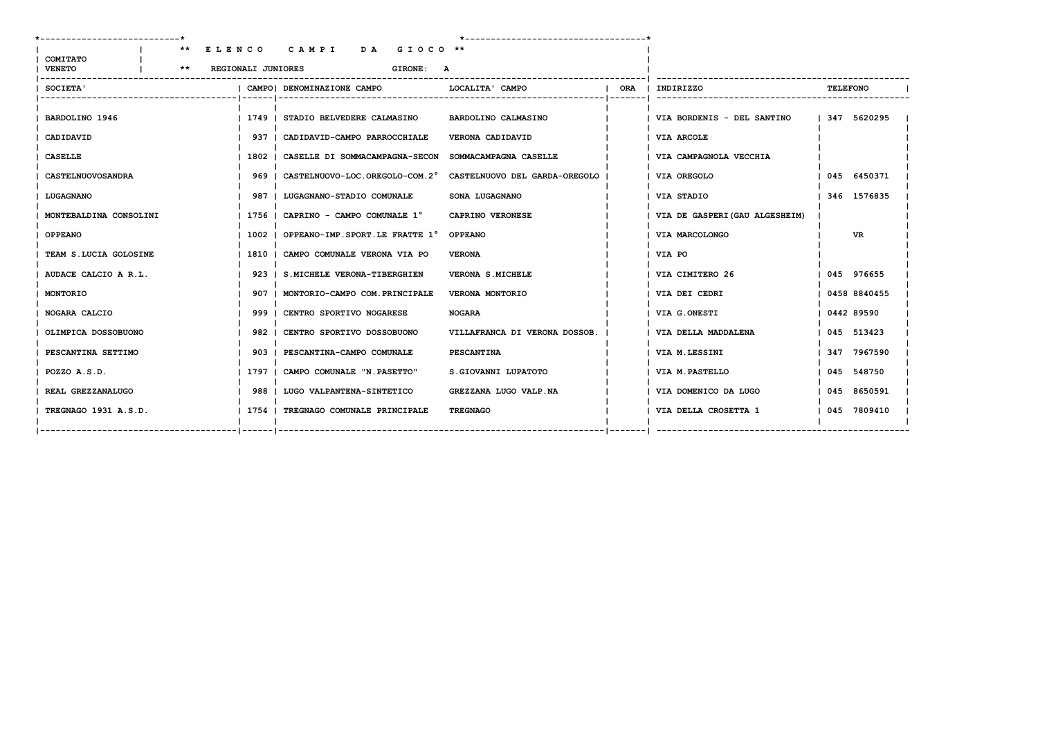**COMITATO VENETO**

**\*\* E L E N C O   C A M P I   D A   G I O C O \*\***

**\*\* REGIONALI JUNIORES   GIRONE: A**

| SOCIETA' | CAMPO | DENOMINAZIONE CAMPO | LOCALITA' CAMPO | ORA | INDIRIZZO | TELEFONO |
|---|---|---|---|---|---|---|
| BARDOLINO 1946 | 1749 | STADIO BELVEDERE CALMASINO | BARDOLINO CALMASINO | | VIA BORDENIS - DEL SANTINO | 347 5620295 |
| CADIDAVID | 937 | CADIDAVID-CAMPO PARROCCHIALE | VERONA CADIDAVID | | VIA ARCOLE | |
| CASELLE | 1802 | CASELLE DI SOMMACAMPAGNA-SECON | SOMMACAMPAGNA CASELLE | | VIA CAMPAGNOLA VECCHIA | |
| CASTELNUOVOSANDRA | 969 | CASTELNUOVO-LOC.OREGOLO-COM.2° | CASTELNUOVO DEL GARDA-OREGOLO | | VIA OREGOLO | 045 6450371 |
| LUGAGNANO | 987 | LUGAGNANO-STADIO COMUNALE | SONA LUGAGNANO | | VIA STADIO | 346 1576835 |
| MONTEBALDINA CONSOLINI | 1756 | CAPRINO - CAMPO COMUNALE 1° | CAPRINO VERONESE | | VIA DE GASPERI(GAU ALGESHEIM) | |
| OPPEANO | 1002 | OPPEANO-IMP.SPORT.LE FRATTE 1° | OPPEANO | | VIA MARCOLONGO | VR |
| TEAM S.LUCIA GOLOSINE | 1810 | CAMPO COMUNALE VERONA VIA PO | VERONA | | VIA PO | |
| AUDACE CALCIO A R.L. | 923 | S.MICHELE VERONA-TIBERGHIEN | VERONA S.MICHELE | | VIA CIMITERO 26 | 045 976655 |
| MONTORIO | 907 | MONTORIO-CAMPO COM.PRINCIPALE | VERONA MONTORIO | | VIA DEI CEDRI | 0458 8840455 |
| NOGARA CALCIO | 999 | CENTRO SPORTIVO NOGARESE | NOGARA | | VIA G.ONESTI | 0442 89590 |
| OLIMPICA DOSSOBUONO | 982 | CENTRO SPORTIVO DOSSOBUONO | VILLAFRANCA DI VERONA DOSSOB. | | VIA DELLA MADDALENA | 045 513423 |
| PESCANTINA SETTIMO | 903 | PESCANTINA-CAMPO COMUNALE | PESCANTINA | | VIA M.LESSINI | 347 7967590 |
| POZZO A.S.D. | 1797 | CAMPO COMUNALE "N.PASETTO" | S.GIOVANNI LUPATOTO | | VIA M.PASTELLO | 045 548750 |
| REAL GREZZANALUGO | 988 | LUGO VALPANTENA-SINTETICO | GREZZANA LUGO VALP.NA | | VIA DOMENICO DA LUGO | 045 8650591 |
| TREGNAGO 1931 A.S.D. | 1754 | TREGNAGO COMUNALE PRINCIPALE | TREGNAGO | | VIA DELLA CROSETTA 1 | 045 7809410 |